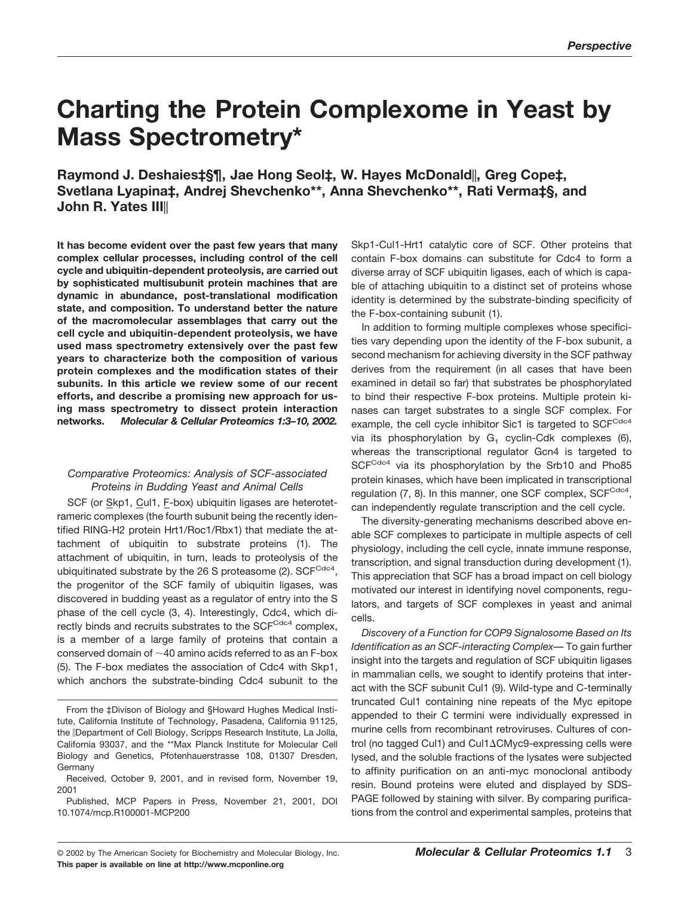# Charting the Protein Complexome in Yeast by Mass Spectrometry*

**Raymond J. Deshaies‡§¶, Jae Hong Seol‡, W. Hayes McDonald‖, Greg Cope‡, Svetlana Lyapina‡, Andrej Shevchenko**, Anna Shevchenko**, Rati Verma‡§, and John R. Yates III‖**

**It has become evident over the past few years that many complex cellular processes, including control of the cell cycle and ubiquitin-dependent proteolysis, are carried out by sophisticated multisubunit protein machines that are dynamic in abundance, post-translational modification state, and composition. To understand better the nature of the macromolecular assemblages that carry out the cell cycle and ubiquitin-dependent proteolysis, we have used mass spectrometry extensively over the past few years to characterize both the composition of various protein complexes and the modification states of their subunits. In this article we review some of our recent efforts, and describe a promising new approach for using mass spectrometry to dissect protein interaction networks.** ***Molecular & Cellular Proteomics 1:3–10, 2002.***

### *Comparative Proteomics: Analysis of SCF-associated Proteins in Budding Yeast and Animal Cells*

SCF (or Skp1, Cul1, F-box) ubiquitin ligases are heterotetrameric complexes (the fourth subunit being the recently identified RING-H2 protein Hrt1/Roc1/Rbx1) that mediate the attachment of ubiquitin to substrate proteins (1). The attachment of ubiquitin, in turn, leads to proteolysis of the ubiquitinated substrate by the 26 S proteasome (2). $SCF^{Cdc4}$, the progenitor of the SCF family of ubiquitin ligases, was discovered in budding yeast as a regulator of entry into the S phase of the cell cycle (3, 4). Interestingly, Cdc4, which directly binds and recruits substrates to the $SCF^{Cdc4}$ complex, is a member of a large family of proteins that contain a conserved domain of ~40 amino acids referred to as an F-box (5). The F-box mediates the association of Cdc4 with Skp1, which anchors the substrate-binding Cdc4 subunit to the Skp1-Cul1-Hrt1 catalytic core of SCF. Other proteins that contain F-box domains can substitute for Cdc4 to form a diverse array of SCF ubiquitin ligases, each of which is capable of attaching ubiquitin to a distinct set of proteins whose identity is determined by the substrate-binding specificity of the F-box-containing subunit (1).

In addition to forming multiple complexes whose specificities vary depending upon the identity of the F-box subunit, a second mechanism for achieving diversity in the SCF pathway derives from the requirement (in all cases that have been examined in detail so far) that substrates be phosphorylated to bind their respective F-box proteins. Multiple protein kinases can target substrates to a single SCF complex. For example, the cell cycle inhibitor Sic1 is targeted to $SCF^{Cdc4}$ via its phosphorylation by $G_1$ cyclin-Cdk complexes (6), whereas the transcriptional regulator Gcn4 is targeted to $SCF^{Cdc4}$ via its phosphorylation by the Srb10 and Pho85 protein kinases, which have been implicated in transcriptional regulation (7, 8). In this manner, one SCF complex, $SCF^{Cdc4}$, can independently regulate transcription and the cell cycle.

The diversity-generating mechanisms described above enable SCF complexes to participate in multiple aspects of cell physiology, including the cell cycle, innate immune response, transcription, and signal transduction during development (1). This appreciation that SCF has a broad impact on cell biology motivated our interest in identifying novel components, regulators, and targets of SCF complexes in yeast and animal cells.

*Discovery of a Function for COP9 Signalosome Based on Its Identification as an SCF-interacting Complex*— To gain further insight into the targets and regulation of SCF ubiquitin ligases in mammalian cells, we sought to identify proteins that interact with the SCF subunit Cul1 (9). Wild-type and C-terminally truncated Cul1 containing nine repeats of the Myc epitope appended to their C termini were individually expressed in murine cells from recombinant retroviruses. Cultures of control (no tagged Cul1) and Cul1ΔCMyc9-expressing cells were lysed, and the soluble fractions of the lysates were subjected to affinity purification on an anti-myc monoclonal antibody resin. Bound proteins were eluted and displayed by SDS-PAGE followed by staining with silver. By comparing purifications from the control and experimental samples, proteins that

---

From the ‡Divison of Biology and §Howard Hughes Medical Institute, California Institute of Technology, Pasadena, California 91125, the ‖Department of Cell Biology, Scripps Research Institute, La Jolla, California 93037, and the **Max Planck Institute for Molecular Cell Biology and Genetics, Pfotenhauerstrasse 108, 01307 Dresden, Germany

Received, October 9, 2001, and in revised form, November 19, 2001

Published, MCP Papers in Press, November 21, 2001, DOI 10.1074/mcp.R100001-MCP200

© 2002 by The American Society for Biochemistry and Molecular Biology, Inc.
**This paper is available on line at http://www.mcponline.org**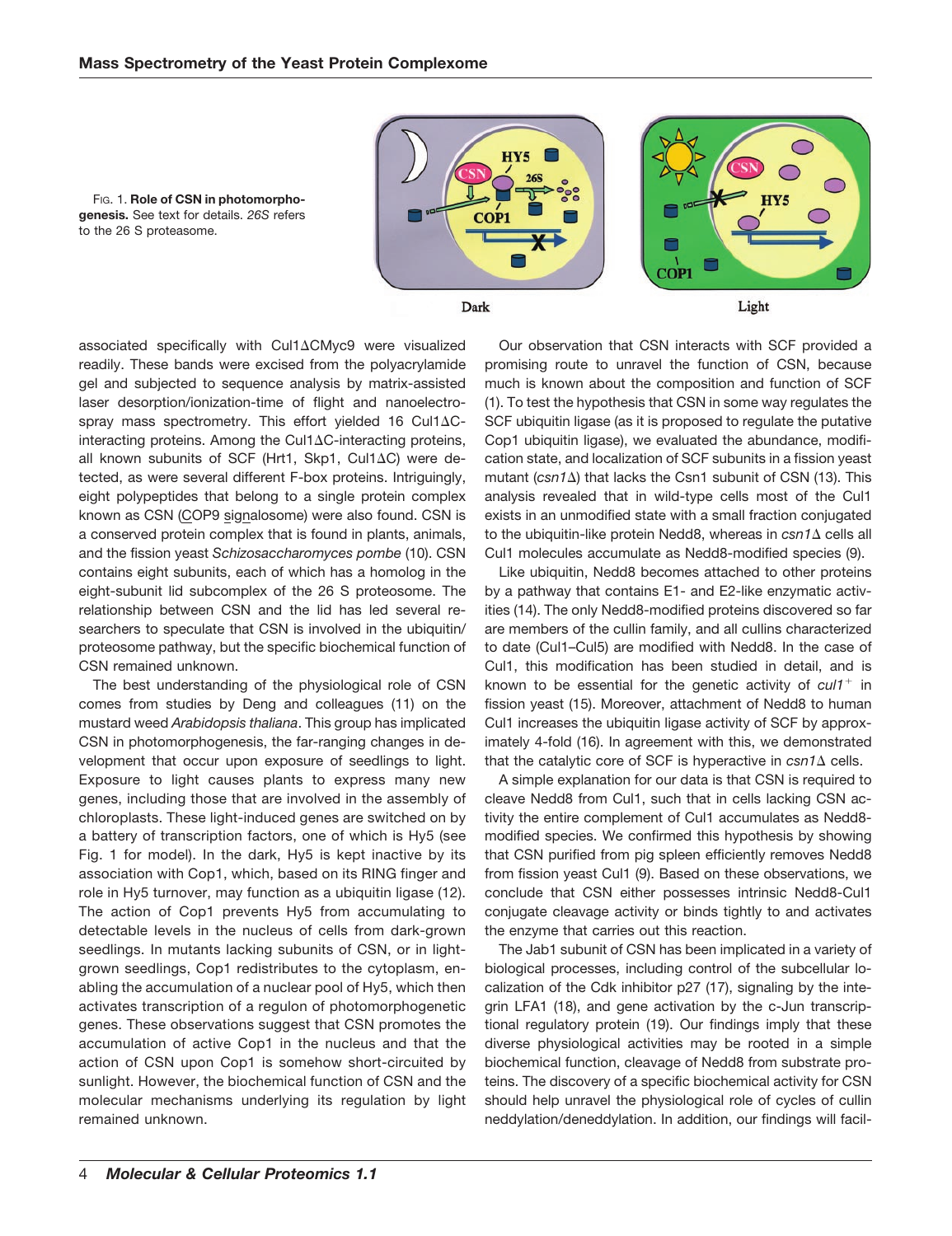FIG. 1. **Role of CSN in photomorphogenesis.** See text for details. *26S* refers to the 26 S proteasome.

associated specifically with Cul1ΔCMyc9 were visualized readily. These bands were excised from the polyacrylamide gel and subjected to sequence analysis by matrix-assisted laser desorption/ionization-time of flight and nanoelectrospray mass spectrometry. This effort yielded 16 Cul1ΔC-interacting proteins. Among the Cul1ΔC-interacting proteins, all known subunits of SCF (Hrt1, Skp1, Cul1ΔC) were detected, as were several different F-box proteins. Intriguingly, eight polypeptides that belong to a single protein complex known as CSN (COP9 signalosome) were also found. CSN is a conserved protein complex that is found in plants, animals, and the fission yeast *Schizosaccharomyces pombe* (10). CSN contains eight subunits, each of which has a homolog in the eight-subunit lid subcomplex of the 26 S proteosome. The relationship between CSN and the lid has led several researchers to speculate that CSN is involved in the ubiquitin/proteosome pathway, but the specific biochemical function of CSN remained unknown.

The best understanding of the physiological role of CSN comes from studies by Deng and colleagues (11) on the mustard weed *Arabidopsis thaliana*. This group has implicated CSN in photomorphogenesis, the far-ranging changes in development that occur upon exposure of seedlings to light. Exposure to light causes plants to express many new genes, including those that are involved in the assembly of chloroplasts. These light-induced genes are switched on by a battery of transcription factors, one of which is Hy5 (see Fig. 1 for model). In the dark, Hy5 is kept inactive by its association with Cop1, which, based on its RING finger and role in Hy5 turnover, may function as a ubiquitin ligase (12). The action of Cop1 prevents Hy5 from accumulating to detectable levels in the nucleus of cells from dark-grown seedlings. In mutants lacking subunits of CSN, or in light-grown seedlings, Cop1 redistributes to the cytoplasm, enabling the accumulation of a nuclear pool of Hy5, which then activates transcription of a regulon of photomorphogenetic genes. These observations suggest that CSN promotes the accumulation of active Cop1 in the nucleus and that the action of CSN upon Cop1 is somehow short-circuited by sunlight. However, the biochemical function of CSN and the molecular mechanisms underlying its regulation by light remained unknown.

Our observation that CSN interacts with SCF provided a promising route to unravel the function of CSN, because much is known about the composition and function of SCF (1). To test the hypothesis that CSN in some way regulates the SCF ubiquitin ligase (as it is proposed to regulate the putative Cop1 ubiquitin ligase), we evaluated the abundance, modification state, and localization of SCF subunits in a fission yeast mutant (*csn1*Δ) that lacks the Csn1 subunit of CSN (13). This analysis revealed that in wild-type cells most of the Cul1 exists in an unmodified state with a small fraction conjugated to the ubiquitin-like protein Nedd8, whereas in *csn1*Δ cells all Cul1 molecules accumulate as Nedd8-modified species (9).

Like ubiquitin, Nedd8 becomes attached to other proteins by a pathway that contains E1- and E2-like enzymatic activities (14). The only Nedd8-modified proteins discovered so far are members of the cullin family, and all cullins characterized to date (Cul1–Cul5) are modified with Nedd8. In the case of Cul1, this modification has been studied in detail, and is known to be essential for the genetic activity of *cul1*$^{+}$ in fission yeast (15). Moreover, attachment of Nedd8 to human Cul1 increases the ubiquitin ligase activity of SCF by approximately 4-fold (16). In agreement with this, we demonstrated that the catalytic core of SCF is hyperactive in *csn1*Δ cells.

A simple explanation for our data is that CSN is required to cleave Nedd8 from Cul1, such that in cells lacking CSN activity the entire complement of Cul1 accumulates as Nedd8-modified species. We confirmed this hypothesis by showing that CSN purified from pig spleen efficiently removes Nedd8 from fission yeast Cul1 (9). Based on these observations, we conclude that CSN either possesses intrinsic Nedd8-Cul1 conjugate cleavage activity or binds tightly to and activates the enzyme that carries out this reaction.

The Jab1 subunit of CSN has been implicated in a variety of biological processes, including control of the subcellular localization of the Cdk inhibitor p27 (17), signaling by the integrin LFA1 (18), and gene activation by the c-Jun transcriptional regulatory protein (19). Our findings imply that these diverse physiological activities may be rooted in a simple biochemical function, cleavage of Nedd8 from substrate proteins. The discovery of a specific biochemical activity for CSN should help unravel the physiological role of cycles of cullin neddylation/deneddylation. In addition, our findings will facil-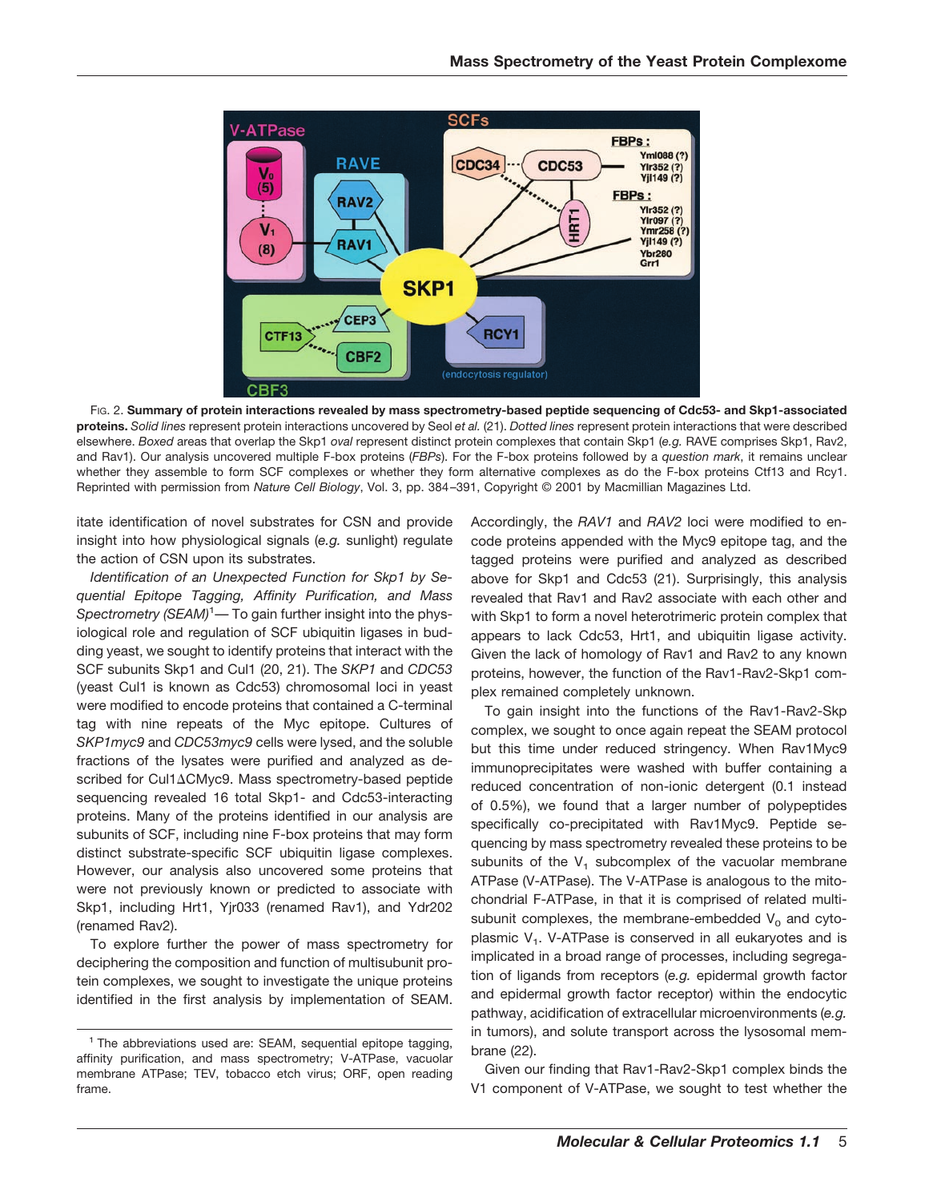FIG. 2. **Summary of protein interactions revealed by mass spectrometry-based peptide sequencing of Cdc53- and Skp1-associated proteins.** *Solid lines* represent protein interactions uncovered by Seol *et al.* (21). *Dotted lines* represent protein interactions that were described elsewhere. *Boxed* areas that overlap the Skp1 *oval* represent distinct protein complexes that contain Skp1 (*e.g.* RAVE comprises Skp1, Rav2, and Rav1). Our analysis uncovered multiple F-box proteins (*FBPs*). For the F-box proteins followed by a *question mark*, it remains unclear whether they assemble to form SCF complexes or whether they form alternative complexes as do the F-box proteins Ctf13 and Rcy1. Reprinted with permission from *Nature Cell Biology*, Vol. 3, pp. 384–391, Copyright © 2001 by Macmillian Magazines Ltd.

itate identification of novel substrates for CSN and provide insight into how physiological signals (*e.g.* sunlight) regulate the action of CSN upon its substrates.

*Identification of an Unexpected Function for Skp1 by Sequential Epitope Tagging, Affinity Purification, and Mass Spectrometry (SEAM)*[1]— To gain further insight into the physiological role and regulation of SCF ubiquitin ligases in budding yeast, we sought to identify proteins that interact with the SCF subunits Skp1 and Cul1 (20, 21). The *SKP1* and *CDC53* (yeast Cul1 is known as Cdc53) chromosomal loci in yeast were modified to encode proteins that contained a C-terminal tag with nine repeats of the Myc epitope. Cultures of *SKP1myc9* and *CDC53myc9* cells were lysed, and the soluble fractions of the lysates were purified and analyzed as described for Cul1ΔCMyc9. Mass spectrometry-based peptide sequencing revealed 16 total Skp1- and Cdc53-interacting proteins. Many of the proteins identified in our analysis are subunits of SCF, including nine F-box proteins that may form distinct substrate-specific SCF ubiquitin ligase complexes. However, our analysis also uncovered some proteins that were not previously known or predicted to associate with Skp1, including Hrt1, Yjr033 (renamed Rav1), and Ydr202 (renamed Rav2).

To explore further the power of mass spectrometry for deciphering the composition and function of multisubunit protein complexes, we sought to investigate the unique proteins identified in the first analysis by implementation of SEAM. Accordingly, the *RAV1* and *RAV2* loci were modified to encode proteins appended with the Myc9 epitope tag, and the tagged proteins were purified and analyzed as described above for Skp1 and Cdc53 (21). Surprisingly, this analysis revealed that Rav1 and Rav2 associate with each other and with Skp1 to form a novel heterotrimeric protein complex that appears to lack Cdc53, Hrt1, and ubiquitin ligase activity. Given the lack of homology of Rav1 and Rav2 to any known proteins, however, the function of the Rav1-Rav2-Skp1 complex remained completely unknown.

To gain insight into the functions of the Rav1-Rav2-Skp complex, we sought to once again repeat the SEAM protocol but this time under reduced stringency. When Rav1Myc9 immunoprecipitates were washed with buffer containing a reduced concentration of non-ionic detergent (0.1 instead of 0.5%), we found that a larger number of polypeptides specifically co-precipitated with Rav1Myc9. Peptide sequencing by mass spectrometry revealed these proteins to be subunits of the $V_1$ subcomplex of the vacuolar membrane ATPase (V-ATPase). The V-ATPase is analogous to the mitochondrial F-ATPase, in that it is comprised of related multisubunit complexes, the membrane-embedded $V_0$ and cytoplasmic $V_1$. V-ATPase is conserved in all eukaryotes and is implicated in a broad range of processes, including segregation of ligands from receptors (*e.g.* epidermal growth factor and epidermal growth factor receptor) within the endocytic pathway, acidification of extracellular microenvironments (*e.g.* in tumors), and solute transport across the lysosomal membrane (22).

Given our finding that Rav1-Rav2-Skp1 complex binds the V1 component of V-ATPase, we sought to test whether the

[1] The abbreviations used are: SEAM, sequential epitope tagging, affinity purification, and mass spectrometry; V-ATPase, vacuolar membrane ATPase; TEV, tobacco etch virus; ORF, open reading frame.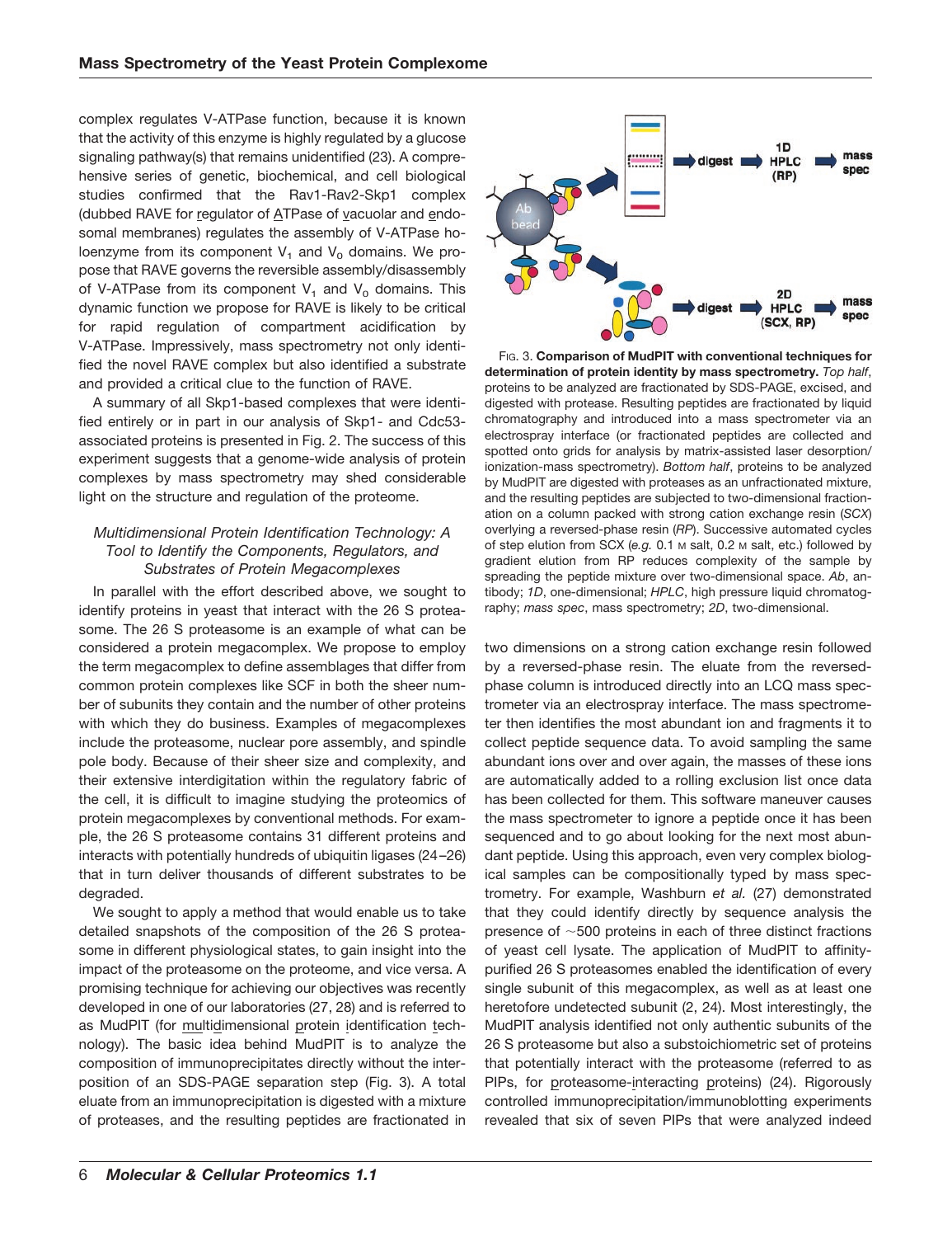complex regulates V-ATPase function, because it is known that the activity of this enzyme is highly regulated by a glucose signaling pathway(s) that remains unidentified (23). A comprehensive series of genetic, biochemical, and cell biological studies confirmed that the Rav1-Rav2-Skp1 complex (dubbed RAVE for regulator of ATPase of vacuolar and endosomal membranes) regulates the assembly of V-ATPase holoenzyme from its component $V_1$ and $V_0$ domains. We propose that RAVE governs the reversible assembly/disassembly of V-ATPase from its component $V_1$ and $V_0$ domains. This dynamic function we propose for RAVE is likely to be critical for rapid regulation of compartment acidification by V-ATPase. Impressively, mass spectrometry not only identified the novel RAVE complex but also identified a substrate and provided a critical clue to the function of RAVE.

A summary of all Skp1-based complexes that were identified entirely or in part in our analysis of Skp1- and Cdc53-associated proteins is presented in Fig. 2. The success of this experiment suggests that a genome-wide analysis of protein complexes by mass spectrometry may shed considerable light on the structure and regulation of the proteome.

### *Multidimensional Protein Identification Technology: A Tool to Identify the Components, Regulators, and Substrates of Protein Megacomplexes*

In parallel with the effort described above, we sought to identify proteins in yeast that interact with the 26 S proteasome. The 26 S proteasome is an example of what can be considered a protein megacomplex. We propose to employ the term megacomplex to define assemblages that differ from common protein complexes like SCF in both the sheer number of subunits they contain and the number of other proteins with which they do business. Examples of megacomplexes include the proteasome, nuclear pore assembly, and spindle pole body. Because of their sheer size and complexity, and their extensive interdigitation within the regulatory fabric of the cell, it is difficult to imagine studying the proteomics of protein megacomplexes by conventional methods. For example, the 26 S proteasome contains 31 different proteins and interacts with potentially hundreds of ubiquitin ligases (24–26) that in turn deliver thousands of different substrates to be degraded.

We sought to apply a method that would enable us to take detailed snapshots of the composition of the 26 S proteasome in different physiological states, to gain insight into the impact of the proteasome on the proteome, and vice versa. A promising technique for achieving our objectives was recently developed in one of our laboratories (27, 28) and is referred to as MudPIT (for multidimensional protein identification technology). The basic idea behind MudPIT is to analyze the composition of immunoprecipitates directly without the interposition of an SDS-PAGE separation step (Fig. 3). A total eluate from an immunoprecipitation is digested with a mixture of proteases, and the resulting peptides are fractionated in two dimensions on a strong cation exchange resin followed by a reversed-phase resin. The eluate from the reversed-phase column is introduced directly into an LCQ mass spectrometer via an electrospray interface. The mass spectrometer then identifies the most abundant ion and fragments it to collect peptide sequence data. To avoid sampling the same abundant ions over and over again, the masses of these ions are automatically added to a rolling exclusion list once data has been collected for them. This software maneuver causes the mass spectrometer to ignore a peptide once it has been sequenced and to go about looking for the next most abundant peptide. Using this approach, even very complex biological samples can be compositionally typed by mass spectrometry. For example, Washburn *et al.* (27) demonstrated that they could identify directly by sequence analysis the presence of ~500 proteins in each of three distinct fractions of yeast cell lysate. The application of MudPIT to affinity-purified 26 S proteasomes enabled the identification of every single subunit of this megacomplex, as well as at least one heretofore undetected subunit (2, 24). Most interestingly, the MudPIT analysis identified not only authentic subunits of the 26 S proteasome but also a substoichiometric set of proteins that potentially interact with the proteasome (referred to as PIPs, for proteasome-interacting proteins) (24). Rigorously controlled immunoprecipitation/immunoblotting experiments revealed that six of seven PIPs that were analyzed indeed

FIG. 3. **Comparison of MudPIT with conventional techniques for determination of protein identity by mass spectrometry.** *Top half*, proteins to be analyzed are fractionated by SDS-PAGE, excised, and digested with protease. Resulting peptides are fractionated by liquid chromatography and introduced into a mass spectrometer via an electrospray interface (or fractionated peptides are collected and spotted onto grids for analysis by matrix-assisted laser desorption/ionization-mass spectrometry). *Bottom half*, proteins to be analyzed by MudPIT are digested with proteases as an unfractionated mixture, and the resulting peptides are subjected to two-dimensional fractionation on a column packed with strong cation exchange resin (*SCX*) overlying a reversed-phase resin (*RP*). Successive automated cycles of step elution from SCX (*e.g.* 0.1 M salt, 0.2 M salt, etc.) followed by gradient elution from RP reduces complexity of the sample by spreading the peptide mixture over two-dimensional space. *Ab*, antibody; *1D*, one-dimensional; *HPLC*, high pressure liquid chromatography; *mass spec*, mass spectrometry; *2D*, two-dimensional.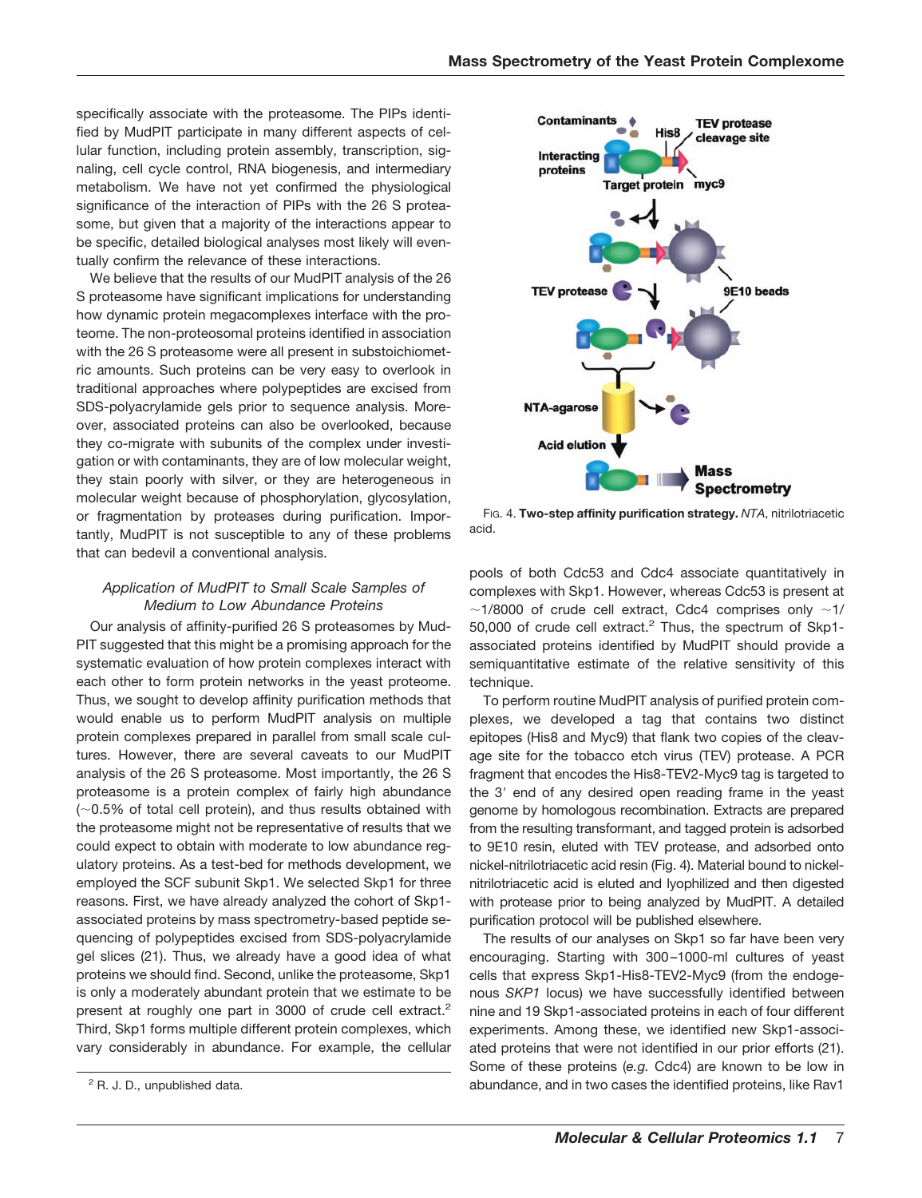specifically associate with the proteasome. The PIPs identified by MudPIT participate in many different aspects of cellular function, including protein assembly, transcription, signaling, cell cycle control, RNA biogenesis, and intermediary metabolism. We have not yet confirmed the physiological significance of the interaction of PIPs with the 26 S proteasome, but given that a majority of the interactions appear to be specific, detailed biological analyses most likely will eventually confirm the relevance of these interactions.

We believe that the results of our MudPIT analysis of the 26 S proteasome have significant implications for understanding how dynamic protein megacomplexes interface with the proteome. The non-proteosomal proteins identified in association with the 26 S proteasome were all present in substoichiometric amounts. Such proteins can be very easy to overlook in traditional approaches where polypeptides are excised from SDS-polyacrylamide gels prior to sequence analysis. Moreover, associated proteins can also be overlooked, because they co-migrate with subunits of the complex under investigation or with contaminants, they are of low molecular weight, they stain poorly with silver, or they are heterogeneous in molecular weight because of phosphorylation, glycosylation, or fragmentation by proteases during purification. Importantly, MudPIT is not susceptible to any of these problems that can bedevil a conventional analysis.

### *Application of MudPIT to Small Scale Samples of Medium to Low Abundance Proteins*

Our analysis of affinity-purified 26 S proteasomes by MudPIT suggested that this might be a promising approach for the systematic evaluation of how protein complexes interact with each other to form protein networks in the yeast proteome. Thus, we sought to develop affinity purification methods that would enable us to perform MudPIT analysis on multiple protein complexes prepared in parallel from small scale cultures. However, there are several caveats to our MudPIT analysis of the 26 S proteasome. Most importantly, the 26 S proteasome is a protein complex of fairly high abundance (~0.5% of total cell protein), and thus results obtained with the proteasome might not be representative of results that we could expect to obtain with moderate to low abundance regulatory proteins. As a test-bed for methods development, we employed the SCF subunit Skp1. We selected Skp1 for three reasons. First, we have already analyzed the cohort of Skp1-associated proteins by mass spectrometry-based peptide sequencing of polypeptides excised from SDS-polyacrylamide gel slices (21). Thus, we already have a good idea of what proteins we should find. Second, unlike the proteasome, Skp1 is only a moderately abundant protein that we estimate to be present at roughly one part in 3000 of crude cell extract.[2] Third, Skp1 forms multiple different protein complexes, which vary considerably in abundance. For example, the cellular pools of both Cdc53 and Cdc4 associate quantitatively in complexes with Skp1. However, whereas Cdc53 is present at ~1/8000 of crude cell extract, Cdc4 comprises only ~1/50,000 of crude cell extract.[2] Thus, the spectrum of Skp1-associated proteins identified by MudPIT should provide a semiquantitative estimate of the relative sensitivity of this technique.

Fig. 4. **Two-step affinity purification strategy.** *NTA*, nitrilotriacetic acid.

To perform routine MudPIT analysis of purified protein complexes, we developed a tag that contains two distinct epitopes (His8 and Myc9) that flank two copies of the cleavage site for the tobacco etch virus (TEV) protease. A PCR fragment that encodes the His8-TEV2-Myc9 tag is targeted to the 3′ end of any desired open reading frame in the yeast genome by homologous recombination. Extracts are prepared from the resulting transformant, and tagged protein is adsorbed to 9E10 resin, eluted with TEV protease, and adsorbed onto nickel-nitrilotriacetic acid resin (Fig. 4). Material bound to nickel-nitrilotriacetic acid is eluted and lyophilized and then digested with protease prior to being analyzed by MudPIT. A detailed purification protocol will be published elsewhere.

The results of our analyses on Skp1 so far have been very encouraging. Starting with 300–1000-ml cultures of yeast cells that express Skp1-His8-TEV2-Myc9 (from the endogenous *SKP1* locus) we have successfully identified between nine and 19 Skp1-associated proteins in each of four different experiments. Among these, we identified new Skp1-associated proteins that were not identified in our prior efforts (21). Some of these proteins (*e.g.* Cdc4) are known to be low in abundance, and in two cases the identified proteins, like Rav1

[2] R. J. D., unpublished data.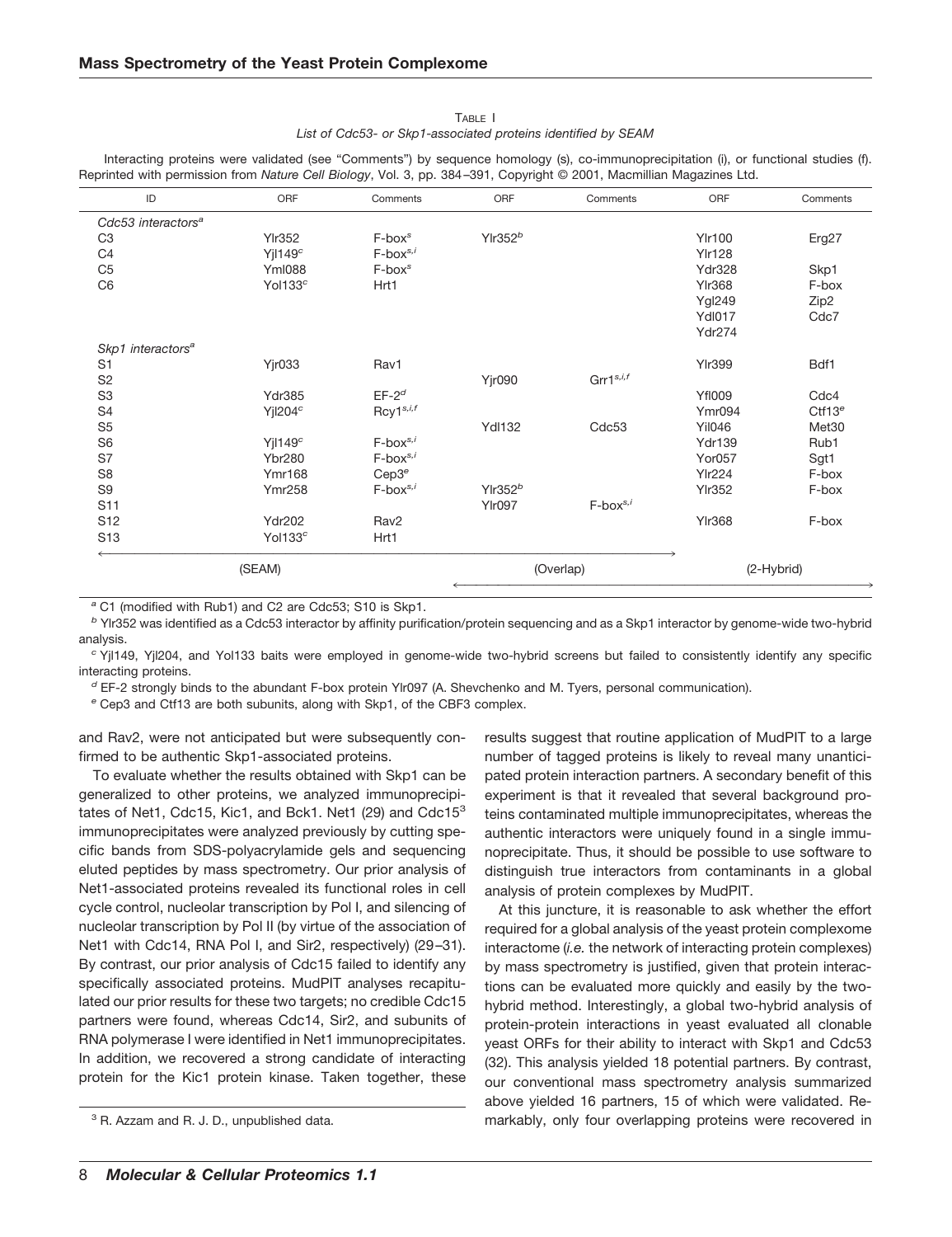TABLE I

*List of Cdc53- or Skp1-associated proteins identified by SEAM*

Interacting proteins were validated (see "Comments") by sequence homology (s), co-immunoprecipitation (i), or functional studies (f). Reprinted with permission from *Nature Cell Biology*, Vol. 3, pp. 384–391, Copyright © 2001, Macmillian Magazines Ltd.

| ID | ORF | Comments | ORF | Comments | ORF | Comments |
|---|---|---|---|---|---|---|
| *Cdc53 interactors*[a] | | | | | | |
| C3 | Ylr352 | F-box[s] | Ylr352[b] | | Ylr100 | Erg27 |
| C4 | Yjl149[c] | F-box[s,i] | | | Ylr128 | |
| C5 | Yml088 | F-box[s] | | | Ydr328 | Skp1 |
| C6 | Yol133[c] | Hrt1 | | | Ylr368 | F-box |
| | | | | | Ygl249 | Zip2 |
| | | | | | Ydl017 | Cdc7 |
| | | | | | Ydr274 | |
| *Skp1 interactors*[a] | | | | | | |
| S1 | Yjr033 | Rav1 | | | Ylr399 | Bdf1 |
| S2 | | | Yjr090 | Grr1[s,i,f] | | |
| S3 | Ydr385 | EF-2[d] | | | Yfl009 | Cdc4 |
| S4 | Yjl204[c] | Rcy1[s,i,f] | | | Ymr094 | Ctf13[e] |
| S5 | | | Ydl132 | Cdc53 | Yil046 | Met30 |
| S6 | Yjl149[c] | F-box[s,i] | | | Ydr139 | Rub1 |
| S7 | Ybr280 | F-box[s,i] | | | Yor057 | Sgt1 |
| S8 | Ymr168 | Cep3[e] | | | Ylr224 | F-box |
| S9 | Ymr258 | F-box[s,i] | Ylr352[b] | | Ylr352 | F-box |
| S11 | | | Ylr097 | F-box[s,i] | | |
| S12 | Ydr202 | Rav2 | | | Ylr368 | F-box |
| S13 | Yol133[c] | Hrt1 | | | | |
| | (SEAM) | | (Overlap) | | (2-Hybrid) | |

[a] C1 (modified with Rub1) and C2 are Cdc53; S10 is Skp1.

[b] Ylr352 was identified as a Cdc53 interactor by affinity purification/protein sequencing and as a Skp1 interactor by genome-wide two-hybrid analysis.

[c] Yjl149, Yjl204, and Yol133 baits were employed in genome-wide two-hybrid screens but failed to consistently identify any specific interacting proteins.

[d] EF-2 strongly binds to the abundant F-box protein Ylr097 (A. Shevchenko and M. Tyers, personal communication).

[e] Cep3 and Ctf13 are both subunits, along with Skp1, of the CBF3 complex.

and Rav2, were not anticipated but were subsequently confirmed to be authentic Skp1-associated proteins.

To evaluate whether the results obtained with Skp1 can be generalized to other proteins, we analyzed immunoprecipitates of Net1, Cdc15, Kic1, and Bck1. Net1 (29) and Cdc15[3] immunoprecipitates were analyzed previously by cutting specific bands from SDS-polyacrylamide gels and sequencing eluted peptides by mass spectrometry. Our prior analysis of Net1-associated proteins revealed its functional roles in cell cycle control, nucleolar transcription by Pol I, and silencing of nucleolar transcription by Pol II (by virtue of the association of Net1 with Cdc14, RNA Pol I, and Sir2, respectively) (29–31). By contrast, our prior analysis of Cdc15 failed to identify any specifically associated proteins. MudPIT analyses recapitulated our prior results for these two targets; no credible Cdc15 partners were found, whereas Cdc14, Sir2, and subunits of RNA polymerase I were identified in Net1 immunoprecipitates. In addition, we recovered a strong candidate of interacting protein for the Kic1 protein kinase. Taken together, these results suggest that routine application of MudPIT to a large number of tagged proteins is likely to reveal many unanticipated protein interaction partners. A secondary benefit of this experiment is that it revealed that several background proteins contaminated multiple immunoprecipitates, whereas the authentic interactors were uniquely found in a single immunoprecipitate. Thus, it should be possible to use software to distinguish true interactors from contaminants in a global analysis of protein complexes by MudPIT.

At this juncture, it is reasonable to ask whether the effort required for a global analysis of the yeast protein complexome interactome (*i.e.* the network of interacting protein complexes) by mass spectrometry is justified, given that protein interactions can be evaluated more quickly and easily by the two-hybrid method. Interestingly, a global two-hybrid analysis of protein-protein interactions in yeast evaluated all clonable yeast ORFs for their ability to interact with Skp1 and Cdc53 (32). This analysis yielded 18 potential partners. By contrast, our conventional mass spectrometry analysis summarized above yielded 16 partners, 15 of which were validated. Remarkably, only four overlapping proteins were recovered in

[3] R. Azzam and R. J. D., unpublished data.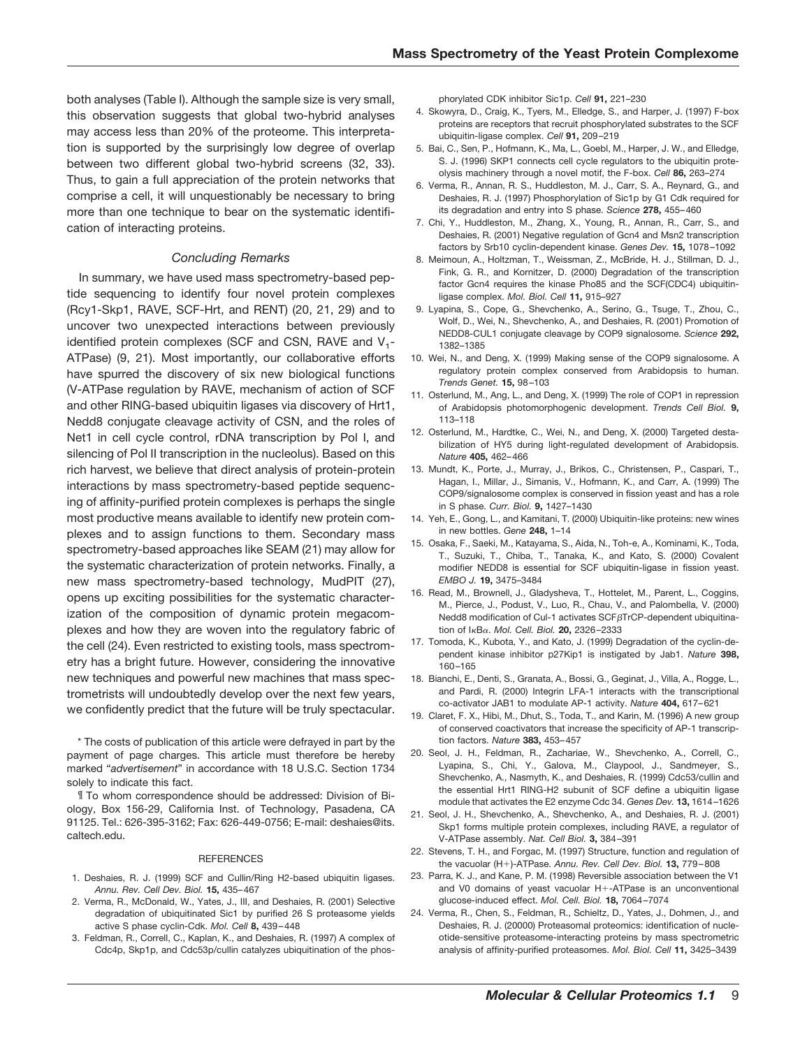both analyses (Table I). Although the sample size is very small, this observation suggests that global two-hybrid analyses may access less than 20% of the proteome. This interpretation is supported by the surprisingly low degree of overlap between two different global two-hybrid screens (32, 33). Thus, to gain a full appreciation of the protein networks that comprise a cell, it will unquestionably be necessary to bring more than one technique to bear on the systematic identification of interacting proteins.

### *Concluding Remarks*

In summary, we have used mass spectrometry-based peptide sequencing to identify four novel protein complexes (Rcy1-Skp1, RAVE, SCF-Hrt, and RENT) (20, 21, 29) and to uncover two unexpected interactions between previously identified protein complexes (SCF and CSN, RAVE and $V_1$-ATPase) (9, 21). Most importantly, our collaborative efforts have spurred the discovery of six new biological functions (V-ATPase regulation by RAVE, mechanism of action of SCF and other RING-based ubiquitin ligases via discovery of Hrt1, Nedd8 conjugate cleavage activity of CSN, and the roles of Net1 in cell cycle control, rDNA transcription by Pol I, and silencing of Pol II transcription in the nucleolus). Based on this rich harvest, we believe that direct analysis of protein-protein interactions by mass spectrometry-based peptide sequencing of affinity-purified protein complexes is perhaps the single most productive means available to identify new protein complexes and to assign functions to them. Secondary mass spectrometry-based approaches like SEAM (21) may allow for the systematic characterization of protein networks. Finally, a new mass spectrometry-based technology, MudPIT (27), opens up exciting possibilities for the systematic characterization of the composition of dynamic protein megacomplexes and how they are woven into the regulatory fabric of the cell (24). Even restricted to existing tools, mass spectrometry has a bright future. However, considering the innovative new techniques and powerful new machines that mass spectrometrists will undoubtedly develop over the next few years, we confidently predict that the future will be truly spectacular.

\* The costs of publication of this article were defrayed in part by the payment of page charges. This article must therefore be hereby marked "*advertisement*" in accordance with 18 U.S.C. Section 1734 solely to indicate this fact.

¶ To whom correspondence should be addressed: Division of Biology, Box 156-29, California Inst. of Technology, Pasadena, CA 91125. Tel.: 626-395-3162; Fax: 626-449-0756; E-mail: deshaies@its.caltech.edu.

#### REFERENCES

1. Deshaies, R. J. (1999) SCF and Cullin/Ring H2-based ubiquitin ligases. *Annu. Rev. Cell Dev. Biol.* **15,** 435–467
2. Verma, R., McDonald, W., Yates, J., III, and Deshaies, R. (2001) Selective degradation of ubiquitinated Sic1 by purified 26 S proteasome yields active S phase cyclin-Cdk. *Mol. Cell* **8,** 439–448
3. Feldman, R., Correll, C., Kaplan, K., and Deshaies, R. (1997) A complex of Cdc4p, Skp1p, and Cdc53p/cullin catalyzes ubiquitination of the phosphorylated CDK inhibitor Sic1p. *Cell* **91,** 221–230
4. Skowyra, D., Craig, K., Tyers, M., Elledge, S., and Harper, J. (1997) F-box proteins are receptors that recruit phosphorylated substrates to the SCF ubiquitin-ligase complex. *Cell* **91,** 209–219
5. Bai, C., Sen, P., Hofmann, K., Ma, L., Goebl, M., Harper, J. W., and Elledge, S. J. (1996) SKP1 connects cell cycle regulators to the ubiquitin proteolysis machinery through a novel motif, the F-box. *Cell* **86,** 263–274
6. Verma, R., Annan, R. S., Huddleston, M. J., Carr, S. A., Reynard, G., and Deshaies, R. J. (1997) Phosphorylation of Sic1p by G1 Cdk required for its degradation and entry into S phase. *Science* **278,** 455–460
7. Chi, Y., Huddleston, M., Zhang, X., Young, R., Annan, R., Carr, S., and Deshaies, R. (2001) Negative regulation of Gcn4 and Msn2 transcription factors by Srb10 cyclin-dependent kinase. *Genes Dev.* **15,** 1078–1092
8. Meimoun, A., Holtzman, T., Weissman, Z., McBride, H. J., Stillman, D. J., Fink, G. R., and Kornitzer, D. (2000) Degradation of the transcription factor Gcn4 requires the kinase Pho85 and the SCF(CDC4) ubiquitin-ligase complex. *Mol. Biol. Cell* **11,** 915–927
9. Lyapina, S., Cope, G., Shevchenko, A., Serino, G., Tsuge, T., Zhou, C., Wolf, D., Wei, N., Shevchenko, A., and Deshaies, R. (2001) Promotion of NEDD8-CUL1 conjugate cleavage by COP9 signalosome. *Science* **292,** 1382–1385
10. Wei, N., and Deng, X. (1999) Making sense of the COP9 signalosome. A regulatory protein complex conserved from Arabidopsis to human. *Trends Genet.* **15,** 98–103
11. Osterlund, M., Ang, L., and Deng, X. (1999) The role of COP1 in repression of Arabidopsis photomorphogenic development. *Trends Cell Biol.* **9,** 113–118
12. Osterlund, M., Hardtke, C., Wei, N., and Deng, X. (2000) Targeted destabilization of HY5 during light-regulated development of Arabidopsis. *Nature* **405,** 462–466
13. Mundt, K., Porte, J., Murray, J., Brikos, C., Christensen, P., Caspari, T., Hagan, I., Millar, J., Simanis, V., Hofmann, K., and Carr, A. (1999) The COP9/signalosome complex is conserved in fission yeast and has a role in S phase. *Curr. Biol.* **9,** 1427–1430
14. Yeh, E., Gong, L., and Kamitani, T. (2000) Ubiquitin-like proteins: new wines in new bottles. *Gene* **248,** 1–14
15. Osaka, F., Saeki, M., Katayama, S., Aida, N., Toh-e, A., Kominami, K., Toda, T., Suzuki, T., Chiba, T., Tanaka, K., and Kato, S. (2000) Covalent modifier NEDD8 is essential for SCF ubiquitin-ligase in fission yeast. *EMBO J.* **19,** 3475–3484
16. Read, M., Brownell, J., Gladysheva, T., Hottelet, M., Parent, L., Coggins, M., Pierce, J., Podust, V., Luo, R., Chau, V., and Palombella, V. (2000) Nedd8 modification of Cul-1 activates SCFβTrCP-dependent ubiquitination of IκBα. *Mol. Cell. Biol.* **20,** 2326–2333
17. Tomoda, K., Kubota, Y., and Kato, J. (1999) Degradation of the cyclin-dependent kinase inhibitor p27Kip1 is instigated by Jab1. *Nature* **398,** 160–165
18. Bianchi, E., Denti, S., Granata, A., Bossi, G., Geginat, J., Villa, A., Rogge, L., and Pardi, R. (2000) Integrin LFA-1 interacts with the transcriptional co-activator JAB1 to modulate AP-1 activity. *Nature* **404,** 617–621
19. Claret, F. X., Hibi, M., Dhut, S., Toda, T., and Karin, M. (1996) A new group of conserved coactivators that increase the specificity of AP-1 transcription factors. *Nature* **383,** 453–457
20. Seol, J. H., Feldman, R., Zachariae, W., Shevchenko, A., Correll, C., Lyapina, S., Chi, Y., Galova, M., Claypool, J., Sandmeyer, S., Shevchenko, A., Nasmyth, K., and Deshaies, R. (1999) Cdc53/cullin and the essential Hrt1 RING-H2 subunit of SCF define a ubiquitin ligase module that activates the E2 enzyme Cdc 34. *Genes Dev.* **13,** 1614–1626
21. Seol, J. H., Shevchenko, A., Shevchenko, A., and Deshaies, R. J. (2001) Skp1 forms multiple protein complexes, including RAVE, a regulator of V-ATPase assembly. *Nat. Cell Biol.* **3,** 384–391
22. Stevens, T. H., and Forgac, M. (1997) Structure, function and regulation of the vacuolar (H+)-ATPase. *Annu. Rev. Cell Dev. Biol.* **13,** 779–808
23. Parra, K. J., and Kane, P. M. (1998) Reversible association between the V1 and V0 domains of yeast vacuolar H+-ATPase is an unconventional glucose-induced effect. *Mol. Cell. Biol.* **18,** 7064–7074
24. Verma, R., Chen, S., Feldman, R., Schieltz, D., Yates, J., Dohmen, J., and Deshaies, R. J. (20000) Proteasomal proteomics: identification of nucleotide-sensitive proteasome-interacting proteins by mass spectrometric analysis of affinity-purified proteasomes. *Mol. Biol. Cell* **11,** 3425–3439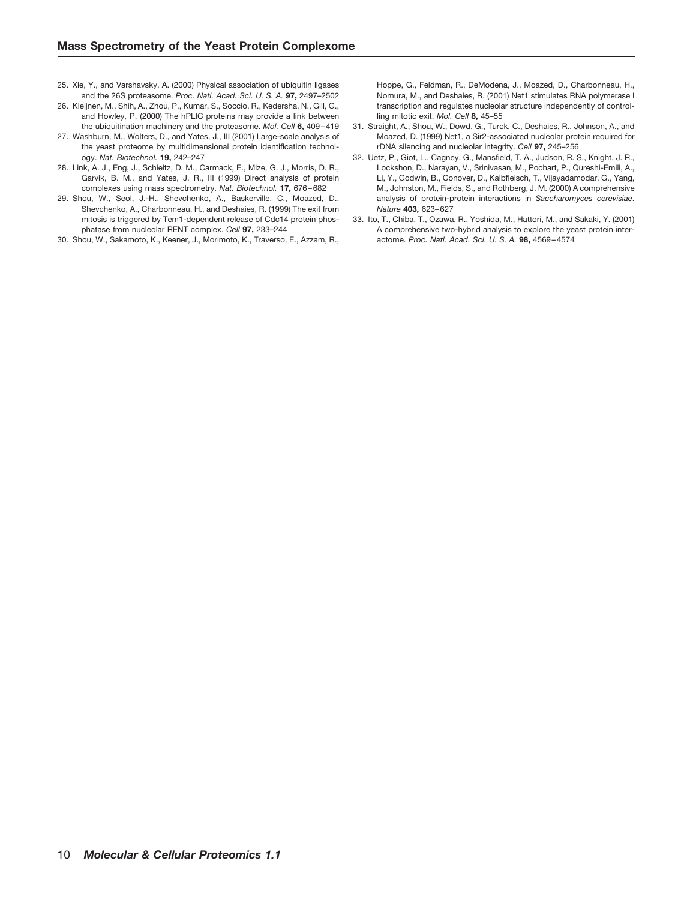25. Xie, Y., and Varshavsky, A. (2000) Physical association of ubiquitin ligases and the 26S proteasome. *Proc. Natl. Acad. Sci. U. S. A.* **97,** 2497–2502
26. Kleijnen, M., Shih, A., Zhou, P., Kumar, S., Soccio, R., Kedersha, N., Gill, G., and Howley, P. (2000) The hPLIC proteins may provide a link between the ubiquitination machinery and the proteasome. *Mol. Cell* **6,** 409–419
27. Washburn, M., Wolters, D., and Yates, J., III (2001) Large-scale analysis of the yeast proteome by multidimensional protein identification technology. *Nat. Biotechnol.* **19,** 242–247
28. Link, A. J., Eng, J., Schieltz, D. M., Carmack, E., Mize, G. J., Morris, D. R., Garvik, B. M., and Yates, J. R., III (1999) Direct analysis of protein complexes using mass spectrometry. *Nat. Biotechnol.* **17,** 676–682
29. Shou, W., Seol, J.-H., Shevchenko, A., Baskerville, C., Moazed, D., Shevchenko, A., Charbonneau, H., and Deshaies, R. (1999) The exit from mitosis is triggered by Tem1-dependent release of Cdc14 protein phosphatase from nucleolar RENT complex. *Cell* **97,** 233–244
30. Shou, W., Sakamoto, K., Keener, J., Morimoto, K., Traverso, E., Azzam, R., Hoppe, G., Feldman, R., DeModena, J., Moazed, D., Charbonneau, H., Nomura, M., and Deshaies, R. (2001) Net1 stimulates RNA polymerase I transcription and regulates nucleolar structure independently of controlling mitotic exit. *Mol. Cell* **8,** 45–55
31. Straight, A., Shou, W., Dowd, G., Turck, C., Deshaies, R., Johnson, A., and Moazed, D. (1999) Net1, a Sir2-associated nucleolar protein required for rDNA silencing and nucleolar integrity. *Cell* **97,** 245–256
32. Uetz, P., Giot, L., Cagney, G., Mansfield, T. A., Judson, R. S., Knight, J. R., Lockshon, D., Narayan, V., Srinivasan, M., Pochart, P., Qureshi-Emili, A., Li, Y., Godwin, B., Conover, D., Kalbfleisch, T., Vijayadamodar, G., Yang, M., Johnston, M., Fields, S., and Rothberg, J. M. (2000) A comprehensive analysis of protein-protein interactions in *Saccharomyces cerevisiae*. *Nature* **403,** 623–627
33. Ito, T., Chiba, T., Ozawa, R., Yoshida, M., Hattori, M., and Sakaki, Y. (2001) A comprehensive two-hybrid analysis to explore the yeast protein interactome. *Proc. Natl. Acad. Sci. U. S. A.* **98,** 4569–4574